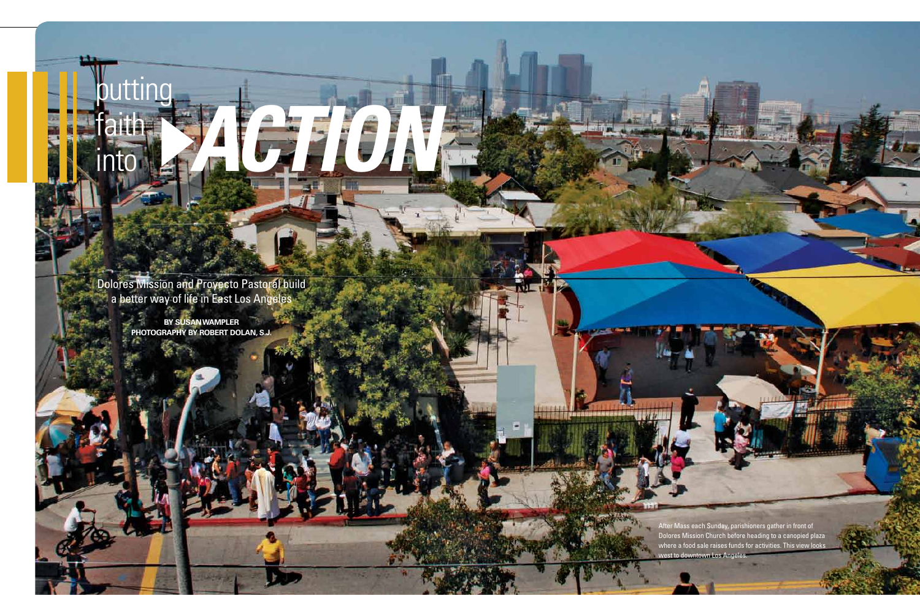# putting faith into ACTION

Dolores Mission and Proyecto Pastoral build a better way of life in East Los Angeles

**BY SUSAN WAMPLER**
**PHOTOGRAPHY BY ROBERT DOLAN, S.J.**

After Mass each Sunday, parishioners gather in front of Dolores Mission Church before heading to a canopied plaza where a food sale raises funds for activities. This view looks west to downtown Los Angeles.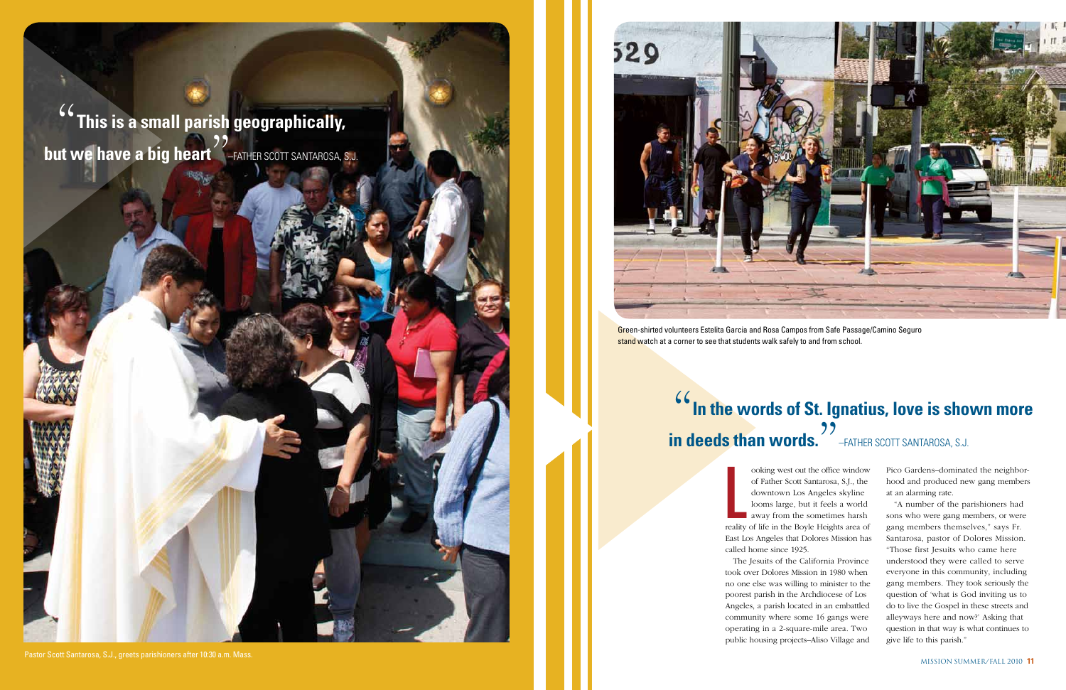> "This is a small parish geographically, but we have a big heart" –FATHER SCOTT SANTAROSA, S.J.

Pastor Scott Santarosa, S.J., greets parishioners after 10:30 a.m. Mass.

Green-shirted volunteers Estelita Garcia and Rosa Campos from Safe Passage/Camino Seguro stand watch at a corner to see that students walk safely to and from school.

> "In the words of St. Ignatius, love is shown more in deeds than words." –FATHER SCOTT SANTAROSA, S.J.

Looking west out the office window of Father Scott Santarosa, S.J., the downtown Los Angeles skyline looms large, but it feels a world away from the sometimes harsh reality of life in the Boyle Heights area of East Los Angeles that Dolores Mission has called home since 1925.

The Jesuits of the California Province took over Dolores Mission in 1980 when no one else was willing to minister to the poorest parish in the Archdiocese of Los Angeles, a parish located in an embattled community where some 16 gangs were operating in a 2-square-mile area. Two public housing projects–Aliso Village and Pico Gardens–dominated the neighborhood and produced new gang members at an alarming rate.

"A number of the parishioners had sons who were gang members, or were gang members themselves," says Fr. Santarosa, pastor of Dolores Mission. "Those first Jesuits who came here understood they were called to serve everyone in this community, including gang members. They took seriously the question of 'what is God inviting us to do to live the Gospel in these streets and alleyways here and now?' Asking that question in that way is what continues to give life to this parish."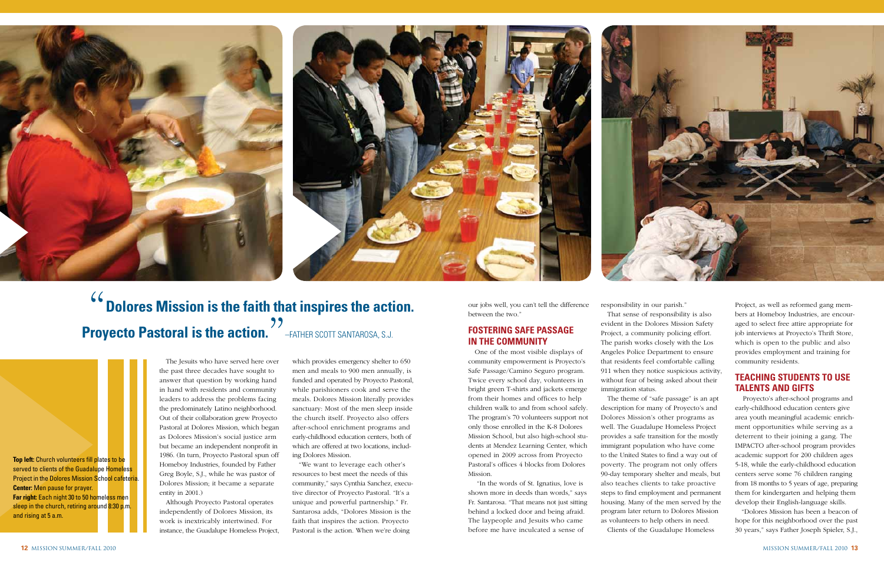> "Dolores Mission is the faith that inspires the action. Proyecto Pastoral is the action." –FATHER SCOTT SANTAROSA, S.J.

**Top left:** Church volunteers fill plates to be served to clients of the Guadalupe Homeless Project in the Dolores Mission School cafeteria.
**Center:** Men pause for prayer.
**Far right:** Each night 30 to 50 homeless men sleep in the church, retiring around 8:30 p.m. and rising at 5 a.m.

The Jesuits who have served here over the past three decades have sought to answer that question by working hand in hand with residents and community leaders to address the problems facing the predominately Latino neighborhood. Out of their collaboration grew Proyecto Pastoral at Dolores Mission, which began as Dolores Mission's social justice arm but became an independent nonprofit in 1986. (In turn, Proyecto Pastoral spun off Homeboy Industries, founded by Father Greg Boyle, S.J., while he was pastor of Dolores Mission; it became a separate entity in 2001.)

Although Proyecto Pastoral operates independently of Dolores Mission, its work is inextricably intertwined. For instance, the Guadalupe Homeless Project, which provides emergency shelter to 650 men and meals to 900 men annually, is funded and operated by Proyecto Pastoral, while parishioners cook and serve the meals. Dolores Mission literally provides sanctuary: Most of the men sleep inside the church itself. Proyecto also offers after-school enrichment programs and early-childhood education centers, both of which are offered at two locations, including Dolores Mission.

"We want to leverage each other's resources to best meet the needs of this community," says Cynthia Sanchez, executive director of Proyecto Pastoral. "It's a unique and powerful partnership." Fr. Santarosa adds, "Dolores Mission is the faith that inspires the action. Proyecto Pastoral is the action. When we're doing our jobs well, you can't tell the difference between the two."

## FOSTERING SAFE PASSAGE IN THE COMMUNITY

One of the most visible displays of community empowerment is Proyecto's Safe Passage/Camino Seguro program. Twice every school day, volunteers in bright green T-shirts and jackets emerge from their homes and offices to help children walk to and from school safely. The program's 70 volunteers support not only those enrolled in the K-8 Dolores Mission School, but also high-school students at Mendez Learning Center, which opened in 2009 across from Proyecto Pastoral's offices 4 blocks from Dolores Mission.

"In the words of St. Ignatius, love is shown more in deeds than words," says Fr. Santarosa. "That means not just sitting behind a locked door and being afraid. The laypeople and Jesuits who came before me have inculcated a sense of responsibility in our parish."

That sense of responsibility is also evident in the Dolores Mission Safety Project, a community policing effort. The parish works closely with the Los Angeles Police Department to ensure that residents feel comfortable calling 911 when they notice suspicious activity, without fear of being asked about their immigration status.

The theme of "safe passage" is an apt description for many of Proyecto's and Dolores Mission's other programs as well. The Guadalupe Homeless Project provides a safe transition for the mostly immigrant population who have come to the United States to find a way out of poverty. The program not only offers 90-day temporary shelter and meals, but also teaches clients to take proactive steps to find employment and permanent housing. Many of the men served by the program later return to Dolores Mission as volunteers to help others in need.

Clients of the Guadalupe Homeless Project, as well as reformed gang members at Homeboy Industries, are encouraged to select free attire appropriate for job interviews at Proyecto's Thrift Store, which is open to the public and also provides employment and training for community residents.

## TEACHING STUDENTS TO USE TALENTS AND GIFTS

Proyecto's after-school programs and early-childhood education centers give area youth meaningful academic enrichment opportunities while serving as a deterrent to their joining a gang. The IMPACTO after-school program provides academic support for 200 children ages 5-18, while the early-childhood education centers serve some 76 children ranging from 18 months to 5 years of age, preparing them for kindergarten and helping them develop their English-language skills.

"Dolores Mission has been a beacon of hope for this neighborhood over the past 30 years," says Father Joseph Spieler, S.J.,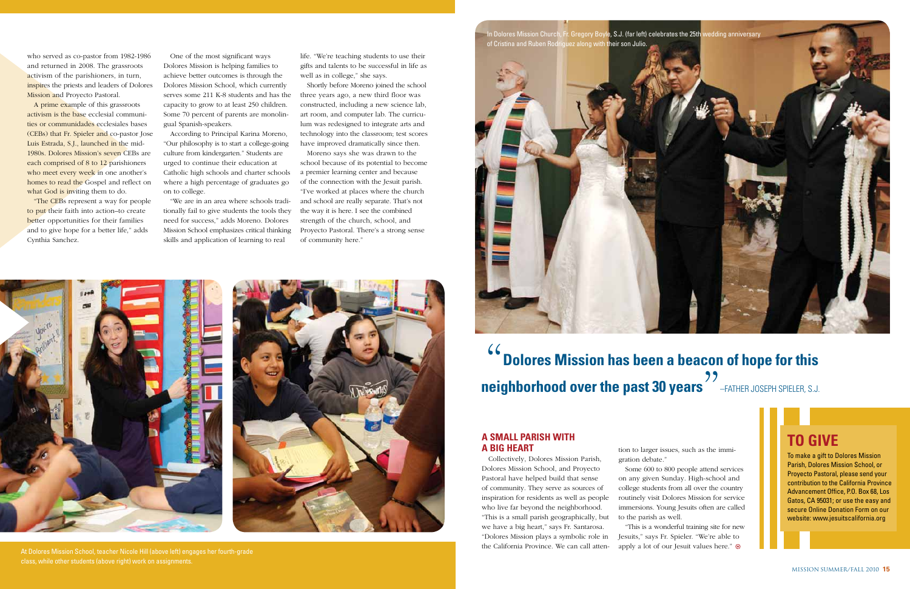who served as co-pastor from 1982-1986 and returned in 2008. The grassroots activism of the parishioners, in turn, inspires the priests and leaders of Dolores Mission and Proyecto Pastoral.

A prime example of this grassroots activism is the base ecclesial communities or communidades ecclesiales bases (CEBs) that Fr. Spieler and co-pastor Jose Luis Estrada, S.J., launched in the mid-1980s. Dolores Mission's seven CEBs are each comprised of 8 to 12 parishioners who meet every week in one another's homes to read the Gospel and reflect on what God is inviting them to do.

"The CEBs represent a way for people to put their faith into action–to create better opportunities for their families and to give hope for a better life," adds Cynthia Sanchez.

One of the most significant ways Dolores Mission is helping families to achieve better outcomes is through the Dolores Mission School, which currently serves some 211 K-8 students and has the capacity to grow to at least 250 children. Some 70 percent of parents are monolingual Spanish-speakers.

According to Principal Karina Moreno, "Our philosophy is to start a college-going culture from kindergarten." Students are urged to continue their education at Catholic high schools and charter schools where a high percentage of graduates go on to college.

"We are in an area where schools traditionally fail to give students the tools they need for success," adds Moreno. Dolores Mission School emphasizes critical thinking skills and application of learning to real life. "We're teaching students to use their gifts and talents to be successful in life as well as in college," she says.

Shortly before Moreno joined the school three years ago, a new third floor was constructed, including a new science lab, art room, and computer lab. The curriculum was redesigned to integrate arts and technology into the classroom; test scores have improved dramatically since then.

Moreno says she was drawn to the school because of its potential to become a premier learning center and because of the connection with the Jesuit parish. "I've worked at places where the church and school are really separate. That's not the way it is here. I see the combined strength of the church, school, and Proyecto Pastoral. There's a strong sense of community here."

In Dolores Mission Church, Fr. Gregory Boyle, S.J. (far left) celebrates the 25th wedding anniversary of Cristina and Ruben Rodriguez along with their son Julio.

At Dolores Mission School, teacher Nicole Hill (above left) engages her fourth-grade class, while other students (above right) work on assignments.

**"Dolores Mission has been a beacon of hope for this neighborhood over the past 30 years"** –FATHER JOSEPH SPIELER, S.J.

## A SMALL PARISH WITH A BIG HEART

Collectively, Dolores Mission Parish, Dolores Mission School, and Proyecto Pastoral have helped build that sense of community. They serve as sources of inspiration for residents as well as people who live far beyond the neighborhood. "This is a small parish geographically, but we have a big heart," says Fr. Santarosa. "Dolores Mission plays a symbolic role in the California Province. We can call attention to larger issues, such as the immigration debate."

Some 600 to 800 people attend services on any given Sunday. High-school and college students from all over the country routinely visit Dolores Mission for service immersions. Young Jesuits often are called to the parish as well.

"This is a wonderful training site for new Jesuits," says Fr. Spieler. "We're able to apply a lot of our Jesuit values here."

## TO GIVE

To make a gift to Dolores Mission Parish, Dolores Mission School, or Proyecto Pastoral, please send your contribution to the California Province Advancement Office, P.O. Box 68, Los Gatos, CA 95031; or use the easy and secure Online Donation Form on our website: www.jesuitscalifornia.org